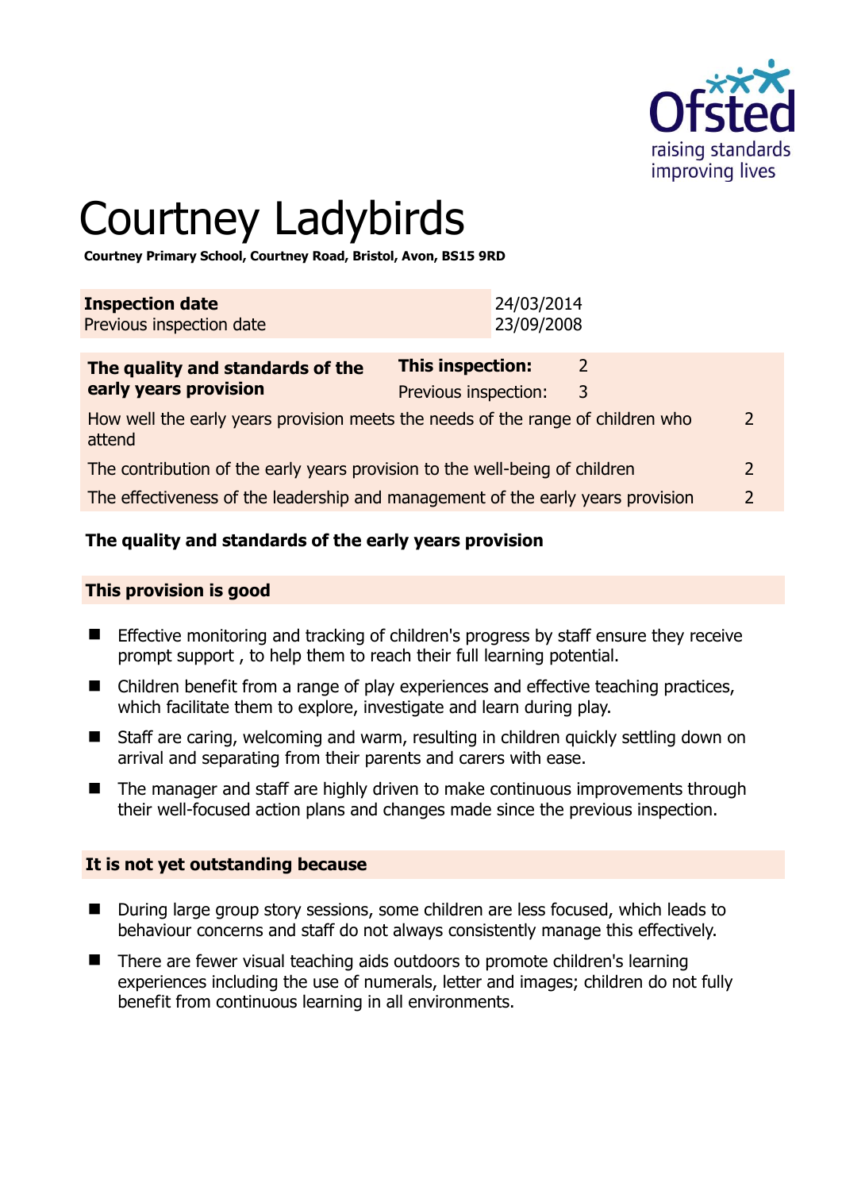# Courtney Ladybirds

**Courtney Primary School, Courtney Road, Bristol, Avon, BS15 9RD**

| **Inspection date** | 24/03/2014 |
|---|---|
| Previous inspection date | 23/09/2008 |

| **The quality and standards of the early years provision** | **This inspection:** | 2 | |
|---|---|---|---|
| | Previous inspection: | 3 | |
| How well the early years provision meets the needs of the range of children who attend | | | 2 |
| The contribution of the early years provision to the well-being of children | | | 2 |
| The effectiveness of the leadership and management of the early years provision | | | 2 |

## The quality and standards of the early years provision

### This provision is good

- Effective monitoring and tracking of children's progress by staff ensure they receive prompt support , to help them to reach their full learning potential.
- Children benefit from a range of play experiences and effective teaching practices, which facilitate them to explore, investigate and learn during play.
- Staff are caring, welcoming and warm, resulting in children quickly settling down on arrival and separating from their parents and carers with ease.
- The manager and staff are highly driven to make continuous improvements through their well-focused action plans and changes made since the previous inspection.

### It is not yet outstanding because

- During large group story sessions, some children are less focused, which leads to behaviour concerns and staff do not always consistently manage this effectively.
- There are fewer visual teaching aids outdoors to promote children's learning experiences including the use of numerals, letter and images; children do not fully benefit from continuous learning in all environments.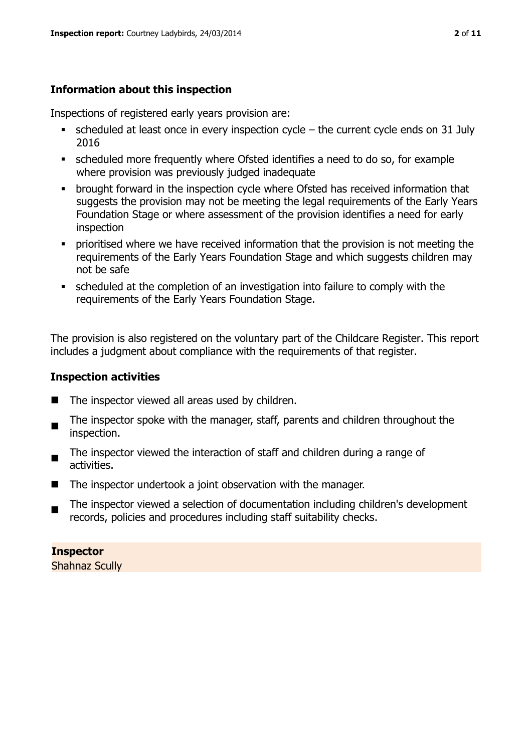## Information about this inspection

Inspections of registered early years provision are:

- scheduled at least once in every inspection cycle – the current cycle ends on 31 July 2016
- scheduled more frequently where Ofsted identifies a need to do so, for example where provision was previously judged inadequate
- brought forward in the inspection cycle where Ofsted has received information that suggests the provision may not be meeting the legal requirements of the Early Years Foundation Stage or where assessment of the provision identifies a need for early inspection
- prioritised where we have received information that the provision is not meeting the requirements of the Early Years Foundation Stage and which suggests children may not be safe
- scheduled at the completion of an investigation into failure to comply with the requirements of the Early Years Foundation Stage.

The provision is also registered on the voluntary part of the Childcare Register. This report includes a judgment about compliance with the requirements of that register.

## Inspection activities

- The inspector viewed all areas used by children.
- The inspector spoke with the manager, staff, parents and children throughout the inspection.
- The inspector viewed the interaction of staff and children during a range of activities.
- The inspector undertook a joint observation with the manager.
- The inspector viewed a selection of documentation including children's development records, policies and procedures including staff suitability checks.

**Inspector**
Shahnaz Scully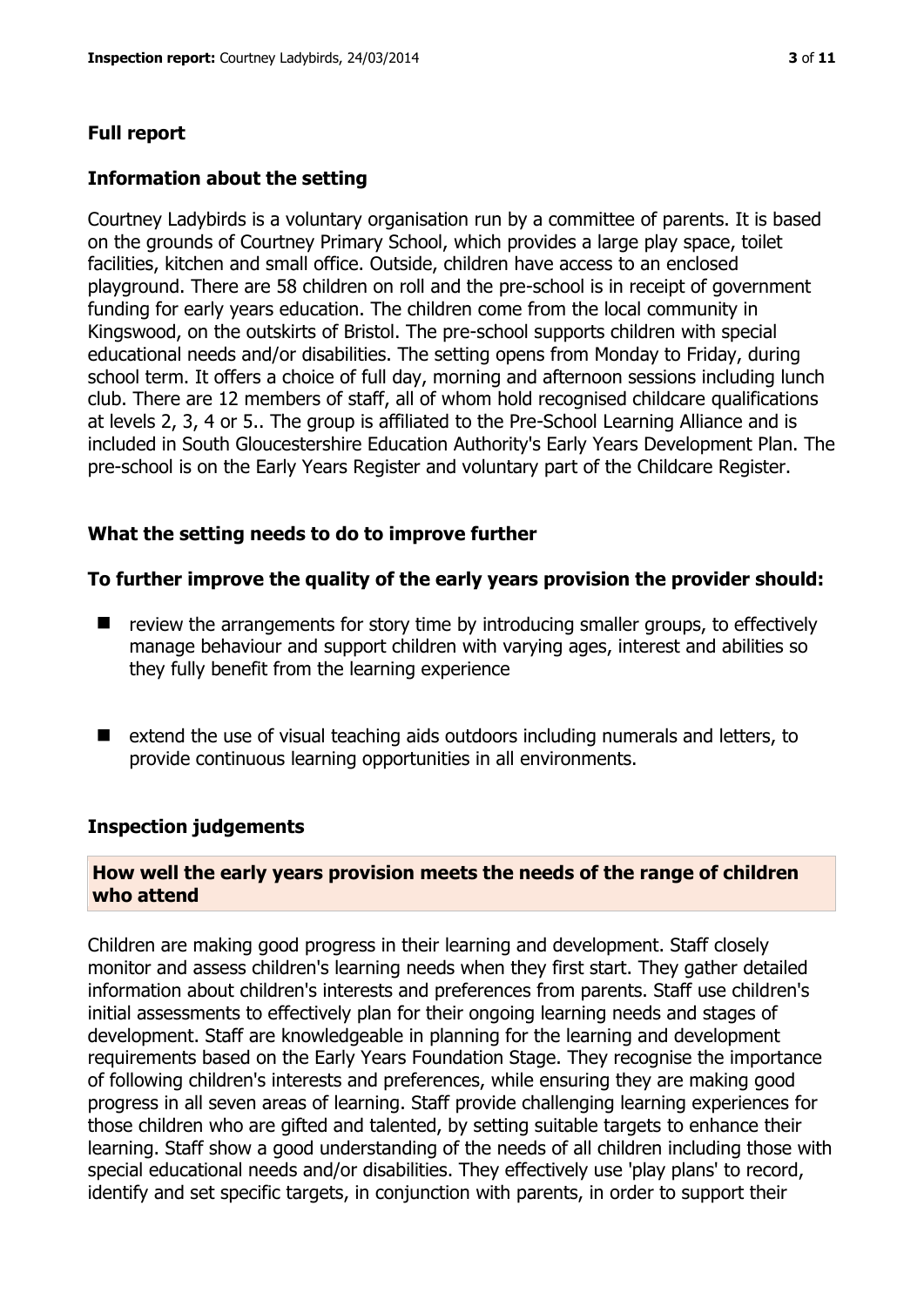## Full report

### Information about the setting

Courtney Ladybirds is a voluntary organisation run by a committee of parents. It is based on the grounds of Courtney Primary School, which provides a large play space, toilet facilities, kitchen and small office. Outside, children have access to an enclosed playground. There are 58 children on roll and the pre-school is in receipt of government funding for early years education. The children come from the local community in Kingswood, on the outskirts of Bristol. The pre-school supports children with special educational needs and/or disabilities. The setting opens from Monday to Friday, during school term. It offers a choice of full day, morning and afternoon sessions including lunch club. There are 12 members of staff, all of whom hold recognised childcare qualifications at levels 2, 3, 4 or 5.. The group is affiliated to the Pre-School Learning Alliance and is included in South Gloucestershire Education Authority's Early Years Development Plan. The pre-school is on the Early Years Register and voluntary part of the Childcare Register.

### What the setting needs to do to improve further

**To further improve the quality of the early years provision the provider should:**

- review the arrangements for story time by introducing smaller groups, to effectively manage behaviour and support children with varying ages, interest and abilities so they fully benefit from the learning experience

- extend the use of visual teaching aids outdoors including numerals and letters, to provide continuous learning opportunities in all environments.

### Inspection judgements

#### How well the early years provision meets the needs of the range of children who attend

Children are making good progress in their learning and development. Staff closely monitor and assess children's learning needs when they first start. They gather detailed information about children's interests and preferences from parents. Staff use children's initial assessments to effectively plan for their ongoing learning needs and stages of development. Staff are knowledgeable in planning for the learning and development requirements based on the Early Years Foundation Stage. They recognise the importance of following children's interests and preferences, while ensuring they are making good progress in all seven areas of learning. Staff provide challenging learning experiences for those children who are gifted and talented, by setting suitable targets to enhance their learning. Staff show a good understanding of the needs of all children including those with special educational needs and/or disabilities. They effectively use 'play plans' to record, identify and set specific targets, in conjunction with parents, in order to support their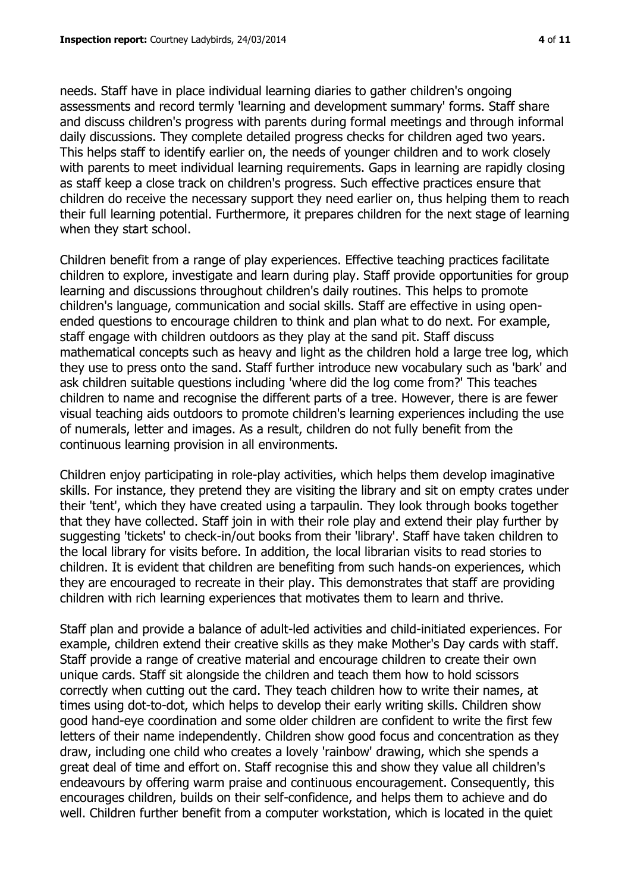needs. Staff have in place individual learning diaries to gather children's ongoing assessments and record termly 'learning and development summary' forms. Staff share and discuss children's progress with parents during formal meetings and through informal daily discussions. They complete detailed progress checks for children aged two years. This helps staff to identify earlier on, the needs of younger children and to work closely with parents to meet individual learning requirements. Gaps in learning are rapidly closing as staff keep a close track on children's progress. Such effective practices ensure that children do receive the necessary support they need earlier on, thus helping them to reach their full learning potential. Furthermore, it prepares children for the next stage of learning when they start school.

Children benefit from a range of play experiences. Effective teaching practices facilitate children to explore, investigate and learn during play. Staff provide opportunities for group learning and discussions throughout children's daily routines. This helps to promote children's language, communication and social skills. Staff are effective in using open-ended questions to encourage children to think and plan what to do next. For example, staff engage with children outdoors as they play at the sand pit. Staff discuss mathematical concepts such as heavy and light as the children hold a large tree log, which they use to press onto the sand. Staff further introduce new vocabulary such as 'bark' and ask children suitable questions including 'where did the log come from?' This teaches children to name and recognise the different parts of a tree. However, there is are fewer visual teaching aids outdoors to promote children's learning experiences including the use of numerals, letter and images. As a result, children do not fully benefit from the continuous learning provision in all environments.

Children enjoy participating in role-play activities, which helps them develop imaginative skills. For instance, they pretend they are visiting the library and sit on empty crates under their 'tent', which they have created using a tarpaulin. They look through books together that they have collected. Staff join in with their role play and extend their play further by suggesting 'tickets' to check-in/out books from their 'library'. Staff have taken children to the local library for visits before. In addition, the local librarian visits to read stories to children. It is evident that children are benefiting from such hands-on experiences, which they are encouraged to recreate in their play. This demonstrates that staff are providing children with rich learning experiences that motivates them to learn and thrive.

Staff plan and provide a balance of adult-led activities and child-initiated experiences. For example, children extend their creative skills as they make Mother's Day cards with staff. Staff provide a range of creative material and encourage children to create their own unique cards. Staff sit alongside the children and teach them how to hold scissors correctly when cutting out the card. They teach children how to write their names, at times using dot-to-dot, which helps to develop their early writing skills. Children show good hand-eye coordination and some older children are confident to write the first few letters of their name independently. Children show good focus and concentration as they draw, including one child who creates a lovely 'rainbow' drawing, which she spends a great deal of time and effort on. Staff recognise this and show they value all children's endeavours by offering warm praise and continuous encouragement. Consequently, this encourages children, builds on their self-confidence, and helps them to achieve and do well. Children further benefit from a computer workstation, which is located in the quiet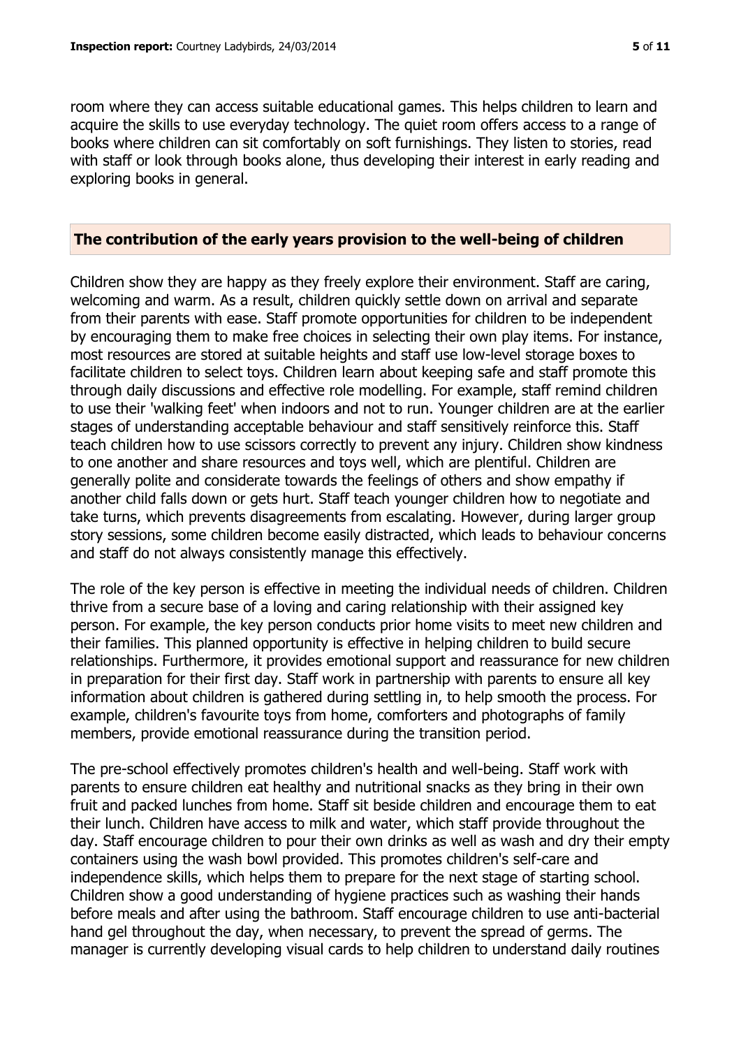room where they can access suitable educational games. This helps children to learn and acquire the skills to use everyday technology. The quiet room offers access to a range of books where children can sit comfortably on soft furnishings. They listen to stories, read with staff or look through books alone, thus developing their interest in early reading and exploring books in general.

## The contribution of the early years provision to the well-being of children

Children show they are happy as they freely explore their environment. Staff are caring, welcoming and warm. As a result, children quickly settle down on arrival and separate from their parents with ease. Staff promote opportunities for children to be independent by encouraging them to make free choices in selecting their own play items. For instance, most resources are stored at suitable heights and staff use low-level storage boxes to facilitate children to select toys. Children learn about keeping safe and staff promote this through daily discussions and effective role modelling. For example, staff remind children to use their 'walking feet' when indoors and not to run. Younger children are at the earlier stages of understanding acceptable behaviour and staff sensitively reinforce this. Staff teach children how to use scissors correctly to prevent any injury. Children show kindness to one another and share resources and toys well, which are plentiful. Children are generally polite and considerate towards the feelings of others and show empathy if another child falls down or gets hurt. Staff teach younger children how to negotiate and take turns, which prevents disagreements from escalating. However, during larger group story sessions, some children become easily distracted, which leads to behaviour concerns and staff do not always consistently manage this effectively.

The role of the key person is effective in meeting the individual needs of children. Children thrive from a secure base of a loving and caring relationship with their assigned key person. For example, the key person conducts prior home visits to meet new children and their families. This planned opportunity is effective in helping children to build secure relationships. Furthermore, it provides emotional support and reassurance for new children in preparation for their first day. Staff work in partnership with parents to ensure all key information about children is gathered during settling in, to help smooth the process. For example, children's favourite toys from home, comforters and photographs of family members, provide emotional reassurance during the transition period.

The pre-school effectively promotes children's health and well-being. Staff work with parents to ensure children eat healthy and nutritional snacks as they bring in their own fruit and packed lunches from home. Staff sit beside children and encourage them to eat their lunch. Children have access to milk and water, which staff provide throughout the day. Staff encourage children to pour their own drinks as well as wash and dry their empty containers using the wash bowl provided. This promotes children's self-care and independence skills, which helps them to prepare for the next stage of starting school. Children show a good understanding of hygiene practices such as washing their hands before meals and after using the bathroom. Staff encourage children to use anti-bacterial hand gel throughout the day, when necessary, to prevent the spread of germs. The manager is currently developing visual cards to help children to understand daily routines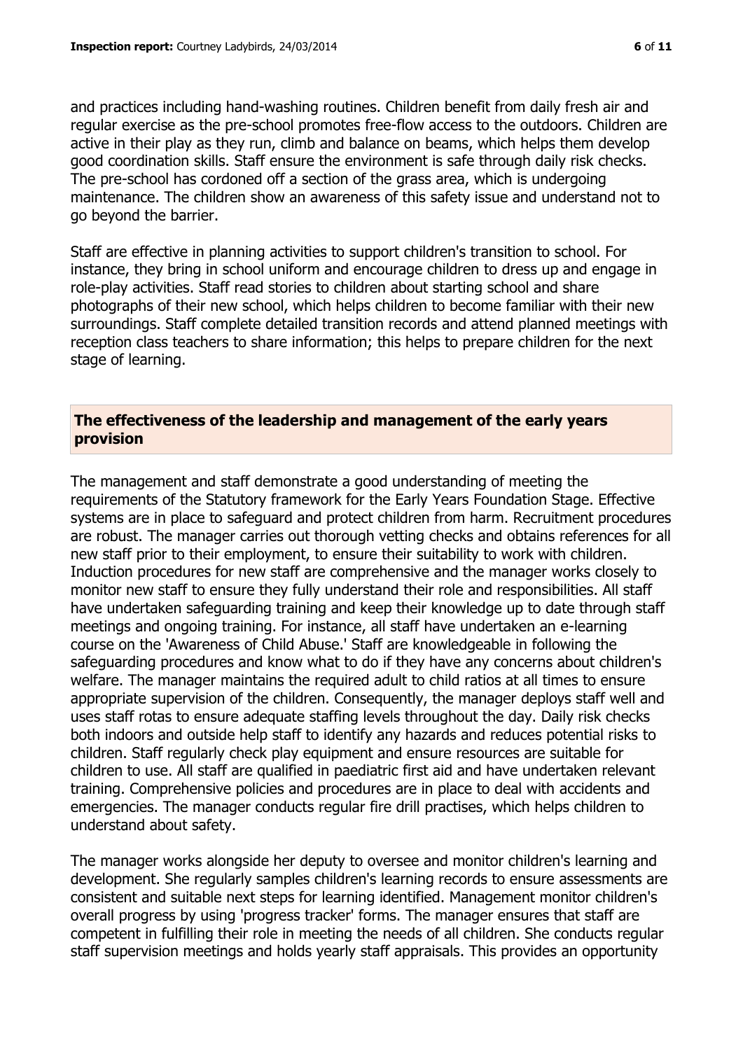and practices including hand-washing routines. Children benefit from daily fresh air and regular exercise as the pre-school promotes free-flow access to the outdoors. Children are active in their play as they run, climb and balance on beams, which helps them develop good coordination skills. Staff ensure the environment is safe through daily risk checks. The pre-school has cordoned off a section of the grass area, which is undergoing maintenance. The children show an awareness of this safety issue and understand not to go beyond the barrier.

Staff are effective in planning activities to support children's transition to school. For instance, they bring in school uniform and encourage children to dress up and engage in role-play activities. Staff read stories to children about starting school and share photographs of their new school, which helps children to become familiar with their new surroundings. Staff complete detailed transition records and attend planned meetings with reception class teachers to share information; this helps to prepare children for the next stage of learning.

## The effectiveness of the leadership and management of the early years provision

The management and staff demonstrate a good understanding of meeting the requirements of the Statutory framework for the Early Years Foundation Stage. Effective systems are in place to safeguard and protect children from harm. Recruitment procedures are robust. The manager carries out thorough vetting checks and obtains references for all new staff prior to their employment, to ensure their suitability to work with children. Induction procedures for new staff are comprehensive and the manager works closely to monitor new staff to ensure they fully understand their role and responsibilities. All staff have undertaken safeguarding training and keep their knowledge up to date through staff meetings and ongoing training. For instance, all staff have undertaken an e-learning course on the 'Awareness of Child Abuse.' Staff are knowledgeable in following the safeguarding procedures and know what to do if they have any concerns about children's welfare. The manager maintains the required adult to child ratios at all times to ensure appropriate supervision of the children. Consequently, the manager deploys staff well and uses staff rotas to ensure adequate staffing levels throughout the day. Daily risk checks both indoors and outside help staff to identify any hazards and reduces potential risks to children. Staff regularly check play equipment and ensure resources are suitable for children to use. All staff are qualified in paediatric first aid and have undertaken relevant training. Comprehensive policies and procedures are in place to deal with accidents and emergencies. The manager conducts regular fire drill practises, which helps children to understand about safety.

The manager works alongside her deputy to oversee and monitor children's learning and development. She regularly samples children's learning records to ensure assessments are consistent and suitable next steps for learning identified. Management monitor children's overall progress by using 'progress tracker' forms. The manager ensures that staff are competent in fulfilling their role in meeting the needs of all children. She conducts regular staff supervision meetings and holds yearly staff appraisals. This provides an opportunity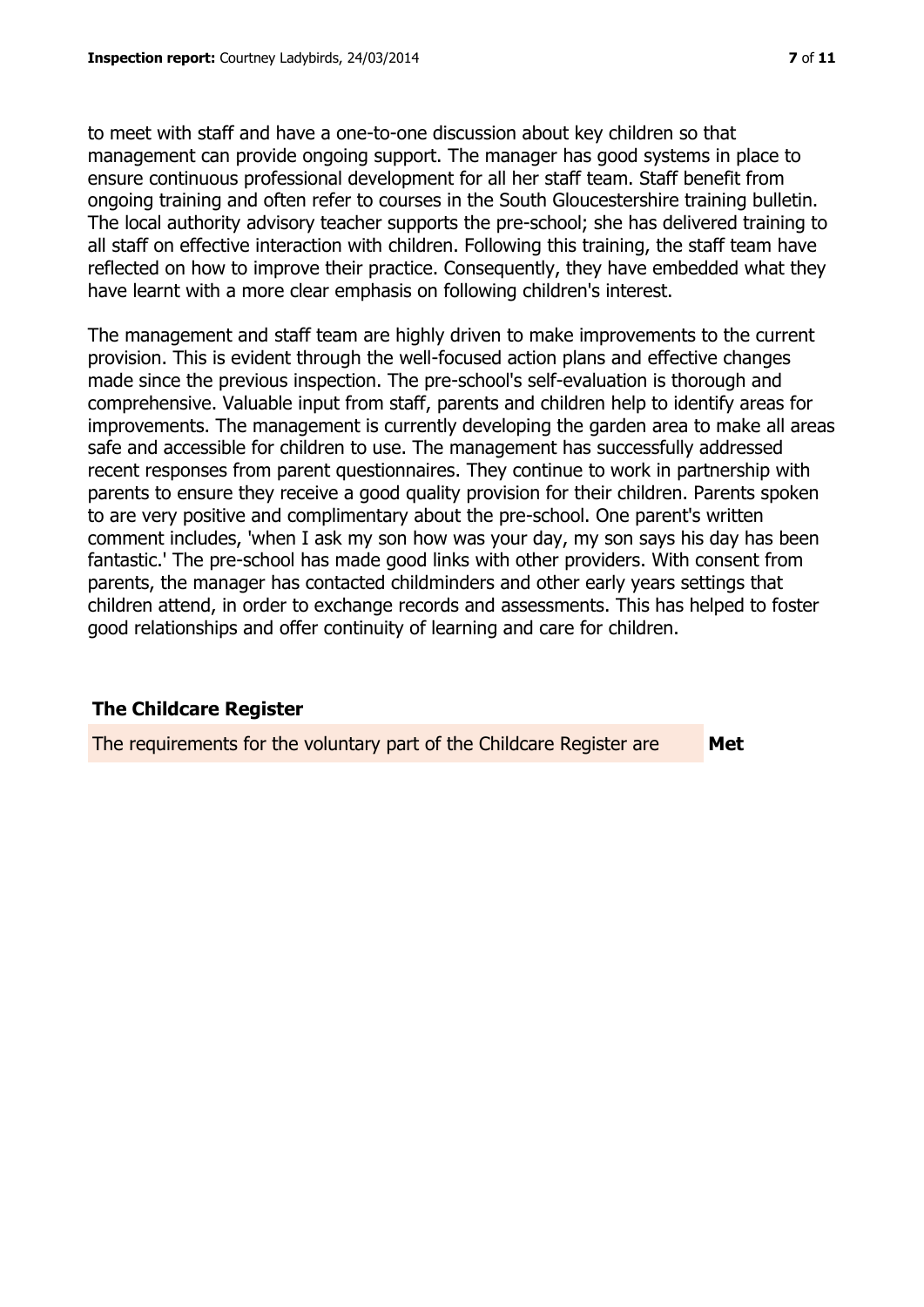to meet with staff and have a one-to-one discussion about key children so that management can provide ongoing support. The manager has good systems in place to ensure continuous professional development for all her staff team. Staff benefit from ongoing training and often refer to courses in the South Gloucestershire training bulletin. The local authority advisory teacher supports the pre-school; she has delivered training to all staff on effective interaction with children. Following this training, the staff team have reflected on how to improve their practice. Consequently, they have embedded what they have learnt with a more clear emphasis on following children's interest.

The management and staff team are highly driven to make improvements to the current provision. This is evident through the well-focused action plans and effective changes made since the previous inspection. The pre-school's self-evaluation is thorough and comprehensive. Valuable input from staff, parents and children help to identify areas for improvements. The management is currently developing the garden area to make all areas safe and accessible for children to use. The management has successfully addressed recent responses from parent questionnaires. They continue to work in partnership with parents to ensure they receive a good quality provision for their children. Parents spoken to are very positive and complimentary about the pre-school. One parent's written comment includes, 'when I ask my son how was your day, my son says his day has been fantastic.' The pre-school has made good links with other providers. With consent from parents, the manager has contacted childminders and other early years settings that children attend, in order to exchange records and assessments. This has helped to foster good relationships and offer continuity of learning and care for children.

## The Childcare Register

| The requirements for the voluntary part of the Childcare Register are | **Met** |
|---|---|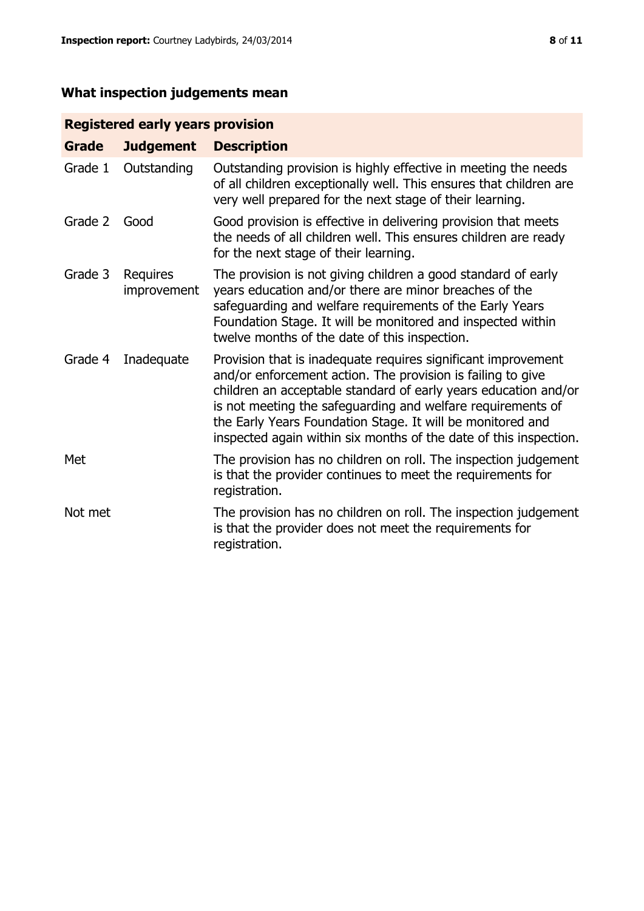## What inspection judgements mean

| Registered early years provision | | |
|---|---|---|
| **Grade** | **Judgement** | **Description** |
| Grade 1 | Outstanding | Outstanding provision is highly effective in meeting the needs of all children exceptionally well. This ensures that children are very well prepared for the next stage of their learning. |
| Grade 2 | Good | Good provision is effective in delivering provision that meets the needs of all children well. This ensures children are ready for the next stage of their learning. |
| Grade 3 | Requires improvement | The provision is not giving children a good standard of early years education and/or there are minor breaches of the safeguarding and welfare requirements of the Early Years Foundation Stage. It will be monitored and inspected within twelve months of the date of this inspection. |
| Grade 4 | Inadequate | Provision that is inadequate requires significant improvement and/or enforcement action. The provision is failing to give children an acceptable standard of early years education and/or is not meeting the safeguarding and welfare requirements of the Early Years Foundation Stage. It will be monitored and inspected again within six months of the date of this inspection. |
| Met | | The provision has no children on roll. The inspection judgement is that the provider continues to meet the requirements for registration. |
| Not met | | The provision has no children on roll. The inspection judgement is that the provider does not meet the requirements for registration. |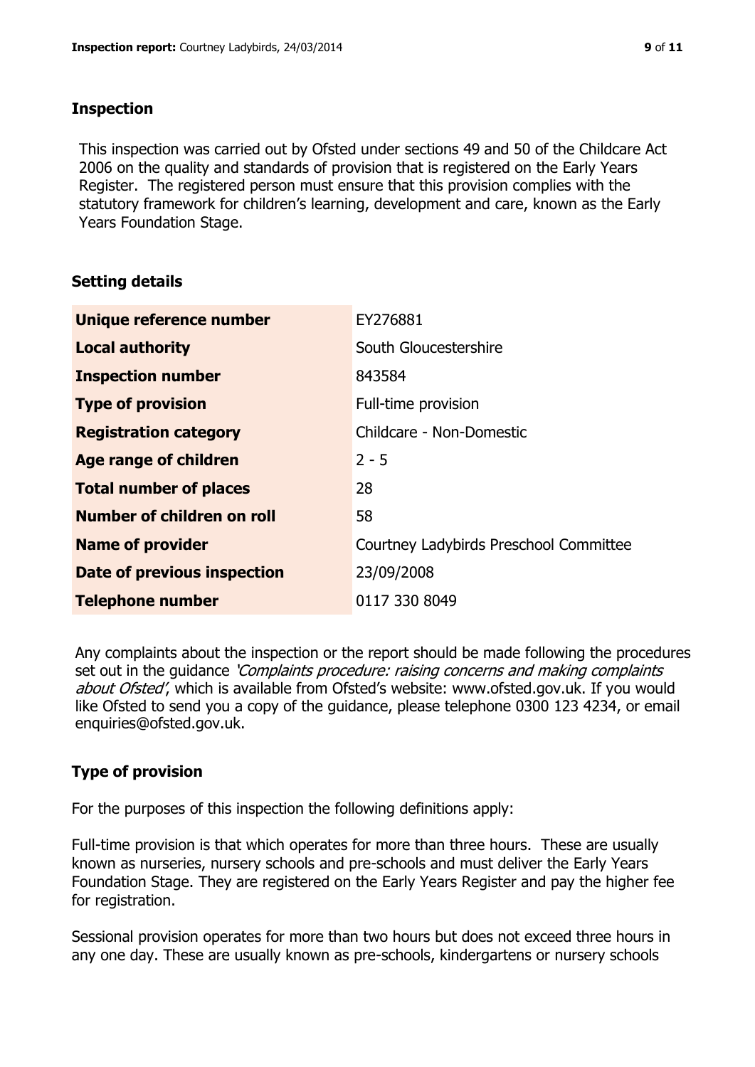## Inspection

This inspection was carried out by Ofsted under sections 49 and 50 of the Childcare Act 2006 on the quality and standards of provision that is registered on the Early Years Register. The registered person must ensure that this provision complies with the statutory framework for children's learning, development and care, known as the Early Years Foundation Stage.

## Setting details

| | |
|---|---|
| **Unique reference number** | EY276881 |
| **Local authority** | South Gloucestershire |
| **Inspection number** | 843584 |
| **Type of provision** | Full-time provision |
| **Registration category** | Childcare - Non-Domestic |
| **Age range of children** | 2 - 5 |
| **Total number of places** | 28 |
| **Number of children on roll** | 58 |
| **Name of provider** | Courtney Ladybirds Preschool Committee |
| **Date of previous inspection** | 23/09/2008 |
| **Telephone number** | 0117 330 8049 |

Any complaints about the inspection or the report should be made following the procedures set out in the guidance *'Complaints procedure: raising concerns and making complaints about Ofsted'*, which is available from Ofsted's website: www.ofsted.gov.uk. If you would like Ofsted to send you a copy of the guidance, please telephone 0300 123 4234, or email enquiries@ofsted.gov.uk.

## Type of provision

For the purposes of this inspection the following definitions apply:

Full-time provision is that which operates for more than three hours. These are usually known as nurseries, nursery schools and pre-schools and must deliver the Early Years Foundation Stage. They are registered on the Early Years Register and pay the higher fee for registration.

Sessional provision operates for more than two hours but does not exceed three hours in any one day. These are usually known as pre-schools, kindergartens or nursery schools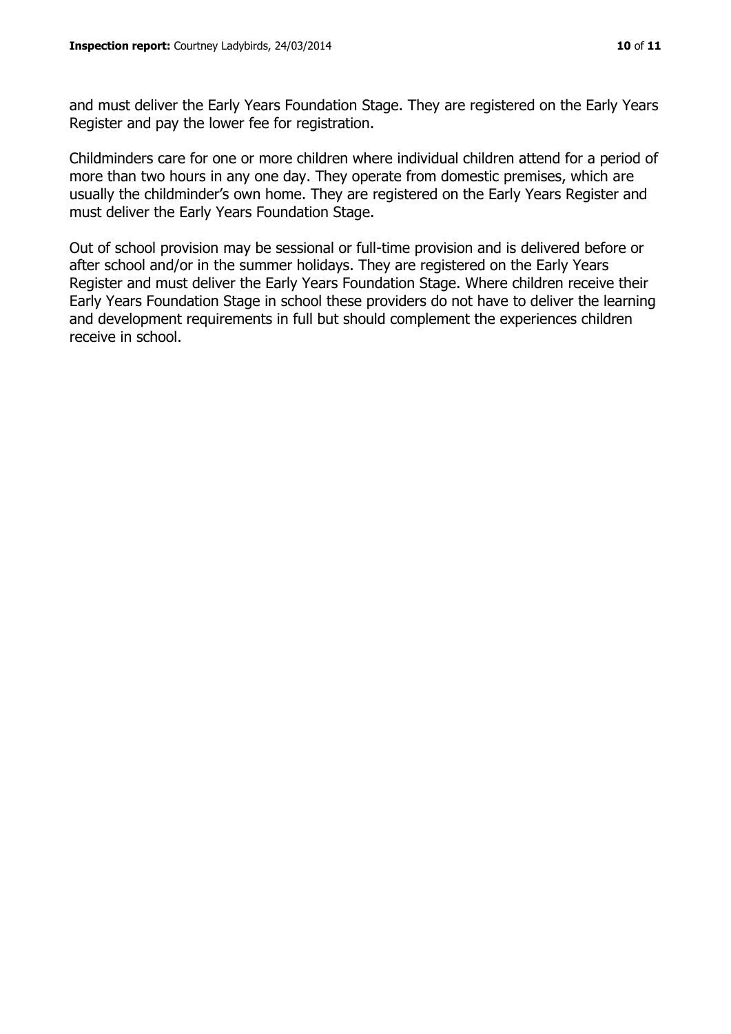and must deliver the Early Years Foundation Stage. They are registered on the Early Years Register and pay the lower fee for registration.

Childminders care for one or more children where individual children attend for a period of more than two hours in any one day. They operate from domestic premises, which are usually the childminder's own home. They are registered on the Early Years Register and must deliver the Early Years Foundation Stage.

Out of school provision may be sessional or full-time provision and is delivered before or after school and/or in the summer holidays. They are registered on the Early Years Register and must deliver the Early Years Foundation Stage. Where children receive their Early Years Foundation Stage in school these providers do not have to deliver the learning and development requirements in full but should complement the experiences children receive in school.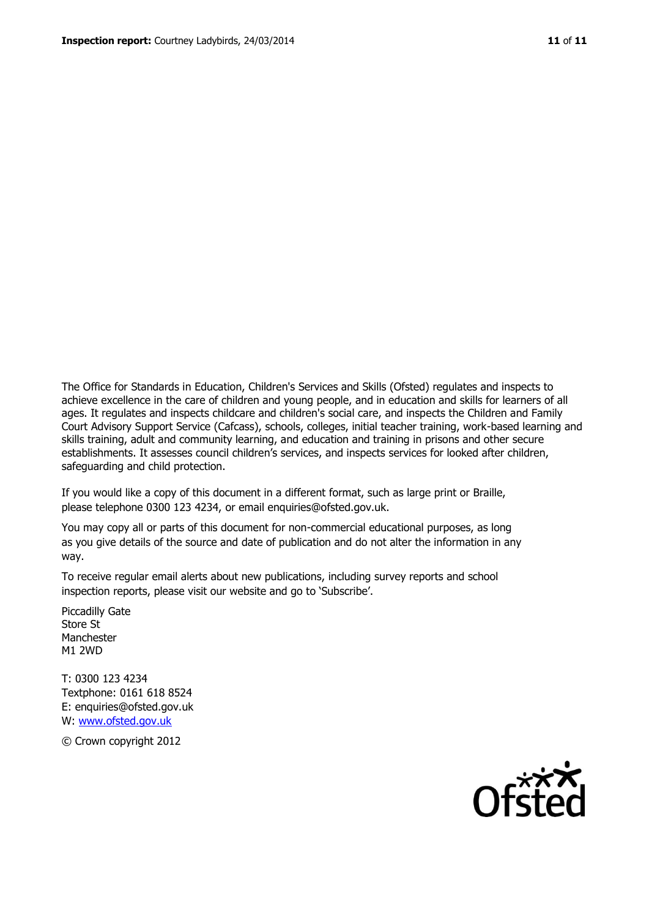The Office for Standards in Education, Children's Services and Skills (Ofsted) regulates and inspects to achieve excellence in the care of children and young people, and in education and skills for learners of all ages. It regulates and inspects childcare and children's social care, and inspects the Children and Family Court Advisory Support Service (Cafcass), schools, colleges, initial teacher training, work-based learning and skills training, adult and community learning, and education and training in prisons and other secure establishments. It assesses council children's services, and inspects services for looked after children, safeguarding and child protection.

If you would like a copy of this document in a different format, such as large print or Braille, please telephone 0300 123 4234, or email enquiries@ofsted.gov.uk.

You may copy all or parts of this document for non-commercial educational purposes, as long as you give details of the source and date of publication and do not alter the information in any way.

To receive regular email alerts about new publications, including survey reports and school inspection reports, please visit our website and go to 'Subscribe'.

Piccadilly Gate
Store St
Manchester
M1 2WD

T: 0300 123 4234
Textphone: 0161 618 8524
E: enquiries@ofsted.gov.uk
W: www.ofsted.gov.uk

© Crown copyright 2012

Ofsted